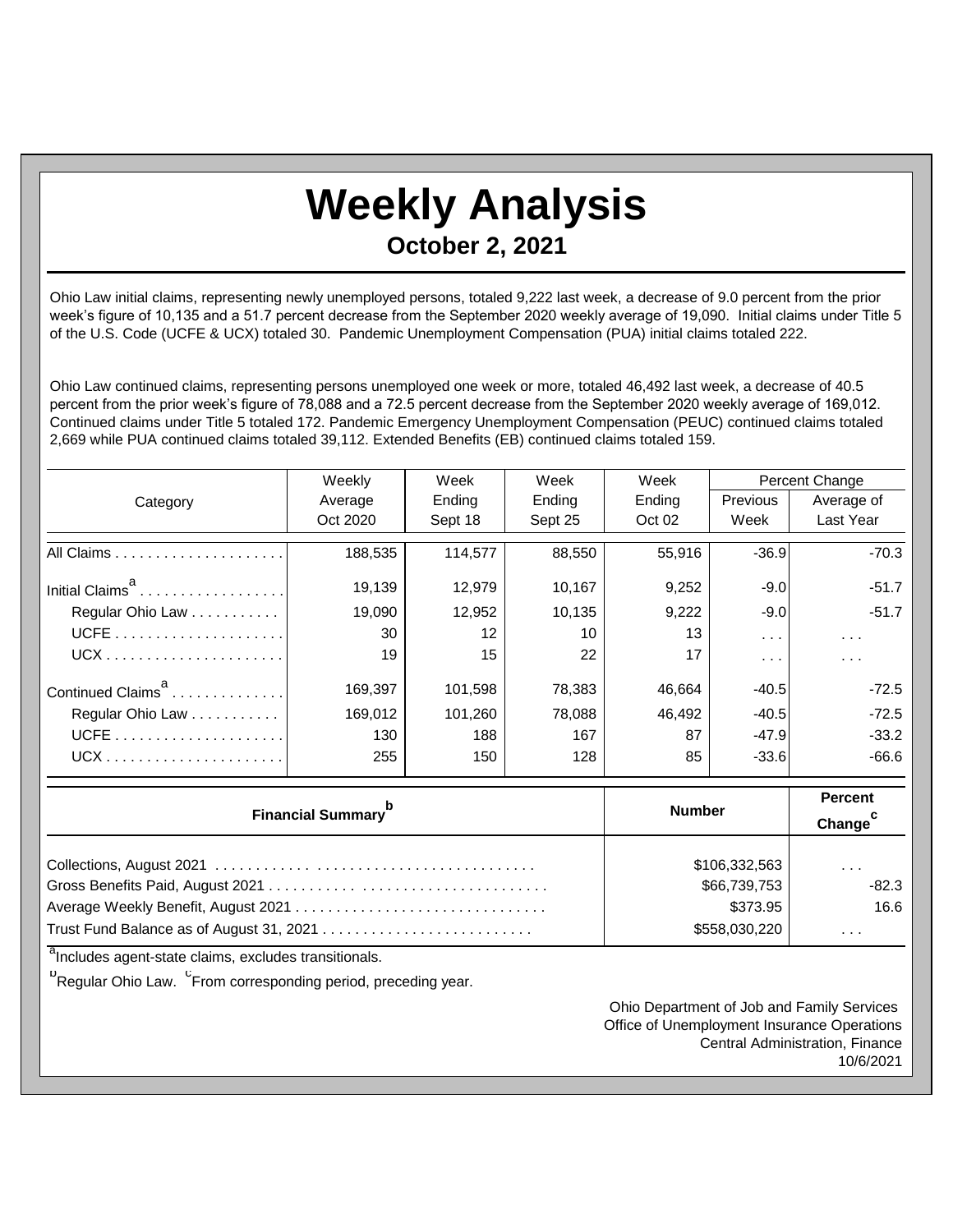# Weekly Analysis

## October 2, 2021

Ohio Law initial claims, representing newly unemployed persons, totaled 9,222 last week, a decrease of 9.0 percent from the prior week's figure of 10,135 and a 51.7 percent decrease from the September 2020 weekly average of 19,090. Initial claims under Title 5 of the U.S. Code (UCFE & UCX) totaled 30. Pandemic Unemployment Compensation (PUA) initial claims totaled 222.

Ohio Law continued claims, representing persons unemployed one week or more, totaled 46,492 last week, a decrease of 40.5 percent from the prior week's figure of 78,088 and a 72.5 percent decrease from the September 2020 weekly average of 169,012. Continued claims under Title 5 totaled 172. Pandemic Emergency Unemployment Compensation (PEUC) continued claims totaled 2,669 while PUA continued claims totaled 39,112. Extended Benefits (EB) continued claims totaled 159.

| Category | Weekly Average Oct 2020 | Week Ending Sept 18 | Week Ending Sept 25 | Week Ending Oct 02 | Percent Change Previous Week | Percent Change Average of Last Year |
|---|---|---|---|---|---|---|
| All Claims | 188,535 | 114,577 | 88,550 | 55,916 | -36.9 | -70.3 |
| Initial Claims[a] | 19,139 | 12,979 | 10,167 | 9,252 | -9.0 | -51.7 |
| Regular Ohio Law | 19,090 | 12,952 | 10,135 | 9,222 | -9.0 | -51.7 |
| UCFE | 30 | 12 | 10 | 13 | . . . | . . . |
| UCX | 19 | 15 | 22 | 17 | . . . | . . . |
| Continued Claims[a] | 169,397 | 101,598 | 78,383 | 46,664 | -40.5 | -72.5 |
| Regular Ohio Law | 169,012 | 101,260 | 78,088 | 46,492 | -40.5 | -72.5 |
| UCFE | 130 | 188 | 167 | 87 | -47.9 | -33.2 |
| UCX | 255 | 150 | 128 | 85 | -33.6 | -66.6 |

| Financial Summary[b] | Number | Percent Change[c] |
|---|---|---|
| Collections, August 2021 | $106,332,563 | . . . |
| Gross Benefits Paid, August 2021 | $66,739,753 | -82.3 |
| Average Weekly Benefit, August 2021 | $373.95 | 16.6 |
| Trust Fund Balance as of August 31, 2021 | $558,030,220 | . . . |

[a]Includes agent-state claims, excludes transitionals.

[b]Regular Ohio Law. [c]From corresponding period, preceding year.

Ohio Department of Job and Family Services
Office of Unemployment Insurance Operations
Central Administration, Finance
10/6/2021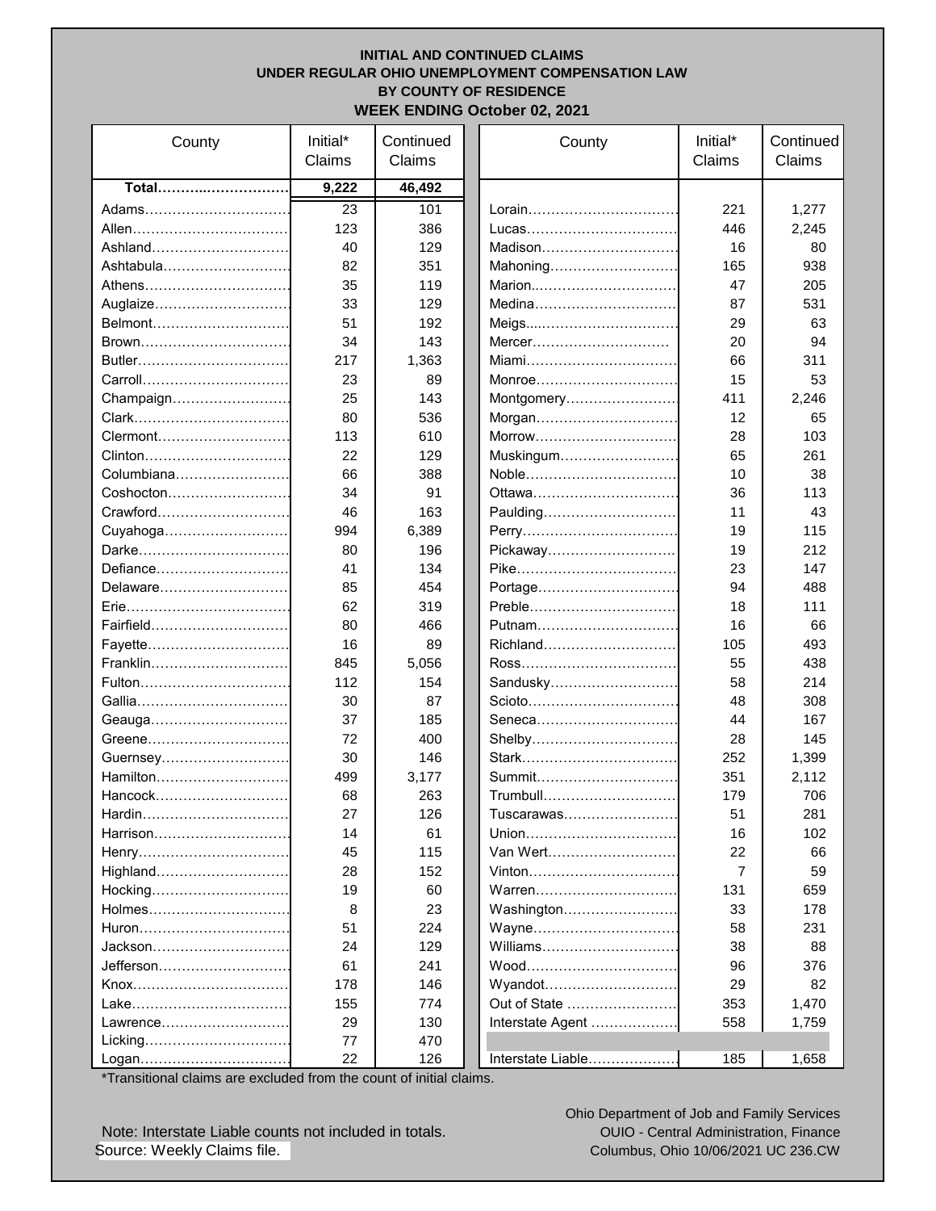**INITIAL AND CONTINUED CLAIMS**
**UNDER REGULAR OHIO UNEMPLOYMENT COMPENSATION LAW**
**BY COUNTY OF RESIDENCE**
**WEEK ENDING October 02, 2021**

| County | Initial* Claims | Continued Claims | County | Initial* Claims | Continued Claims |
|---|---|---|---|---|---|
| **Total** | **9,222** | **46,492** | | | |
| Adams | 23 | 101 | Lorain | 221 | 1,277 |
| Allen | 123 | 386 | Lucas | 446 | 2,245 |
| Ashland | 40 | 129 | Madison | 16 | 80 |
| Ashtabula | 82 | 351 | Mahoning | 165 | 938 |
| Athens | 35 | 119 | Marion | 47 | 205 |
| Auglaize | 33 | 129 | Medina | 87 | 531 |
| Belmont | 51 | 192 | Meigs | 29 | 63 |
| Brown | 34 | 143 | Mercer | 20 | 94 |
| Butler | 217 | 1,363 | Miami | 66 | 311 |
| Carroll | 23 | 89 | Monroe | 15 | 53 |
| Champaign | 25 | 143 | Montgomery | 411 | 2,246 |
| Clark | 80 | 536 | Morgan | 12 | 65 |
| Clermont | 113 | 610 | Morrow | 28 | 103 |
| Clinton | 22 | 129 | Muskingum | 65 | 261 |
| Columbiana | 66 | 388 | Noble | 10 | 38 |
| Coshocton | 34 | 91 | Ottawa | 36 | 113 |
| Crawford | 46 | 163 | Paulding | 11 | 43 |
| Cuyahoga | 994 | 6,389 | Perry | 19 | 115 |
| Darke | 80 | 196 | Pickaway | 19 | 212 |
| Defiance | 41 | 134 | Pike | 23 | 147 |
| Delaware | 85 | 454 | Portage | 94 | 488 |
| Erie | 62 | 319 | Preble | 18 | 111 |
| Fairfield | 80 | 466 | Putnam | 16 | 66 |
| Fayette | 16 | 89 | Richland | 105 | 493 |
| Franklin | 845 | 5,056 | Ross | 55 | 438 |
| Fulton | 112 | 154 | Sandusky | 58 | 214 |
| Gallia | 30 | 87 | Scioto | 48 | 308 |
| Geauga | 37 | 185 | Seneca | 44 | 167 |
| Greene | 72 | 400 | Shelby | 28 | 145 |
| Guernsey | 30 | 146 | Stark | 252 | 1,399 |
| Hamilton | 499 | 3,177 | Summit | 351 | 2,112 |
| Hancock | 68 | 263 | Trumbull | 179 | 706 |
| Hardin | 27 | 126 | Tuscarawas | 51 | 281 |
| Harrison | 14 | 61 | Union | 16 | 102 |
| Henry | 45 | 115 | Van Wert | 22 | 66 |
| Highland | 28 | 152 | Vinton | 7 | 59 |
| Hocking | 19 | 60 | Warren | 131 | 659 |
| Holmes | 8 | 23 | Washington | 33 | 178 |
| Huron | 51 | 224 | Wayne | 58 | 231 |
| Jackson | 24 | 129 | Williams | 38 | 88 |
| Jefferson | 61 | 241 | Wood | 96 | 376 |
| Knox | 178 | 146 | Wyandot | 29 | 82 |
| Lake | 155 | 774 | Out of State | 353 | 1,470 |
| Lawrence | 29 | 130 | Interstate Agent | 558 | 1,759 |
| Licking | 77 | 470 | | | |
| Logan | 22 | 126 | Interstate Liable | 185 | 1,658 |

*Transitional claims are excluded from the count of initial claims.

Note: Interstate Liable counts not included in totals.
Source: Weekly Claims file.

Ohio Department of Job and Family Services
OUIO - Central Administration, Finance
Columbus, Ohio 10/06/2021 UC 236.CW